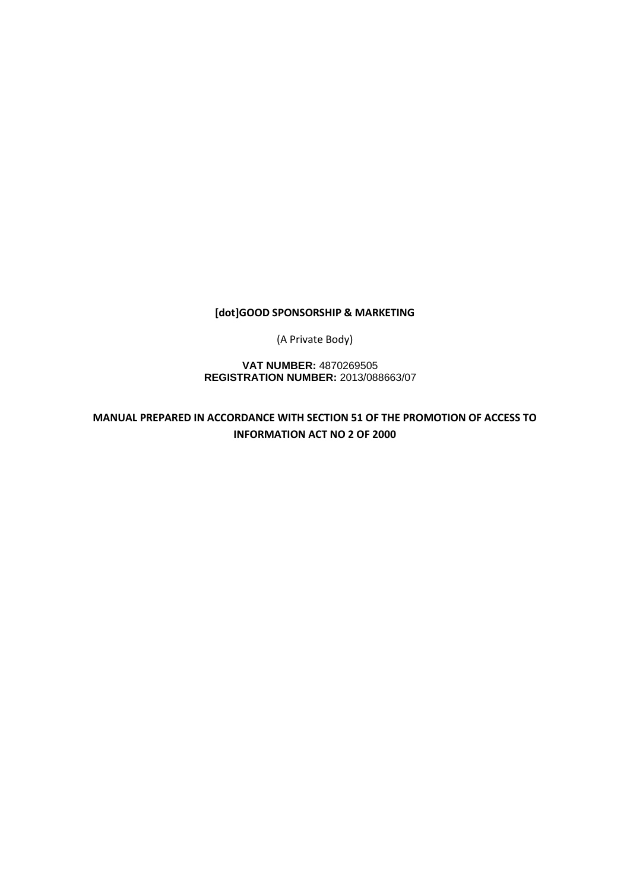**[dot]GOOD SPONSORSHIP & MARKETING**

(A Private Body)

**VAT NUMBER:** 4870269505
**REGISTRATION NUMBER:** 2013/088663/07

**MANUAL PREPARED IN ACCORDANCE WITH SECTION 51 OF THE PROMOTION OF ACCESS TO INFORMATION ACT NO 2 OF 2000**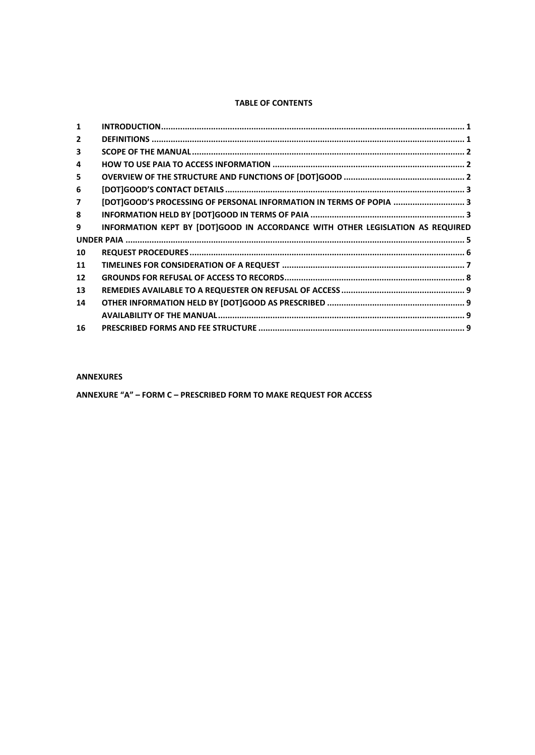**TABLE OF CONTENTS**

| | | |
|---|---|---|
| 1 | INTRODUCTION | 1 |
| 2 | DEFINITIONS | 1 |
| 3 | SCOPE OF THE MANUAL | 2 |
| 4 | HOW TO USE PAIA TO ACCESS INFORMATION | 2 |
| 5 | OVERVIEW OF THE STRUCTURE AND FUNCTIONS OF [DOT]GOOD | 2 |
| 6 | [DOT]GOOD'S CONTACT DETAILS | 3 |
| 7 | [DOT]GOOD'S PROCESSING OF PERSONAL INFORMATION IN TERMS OF POPIA | 3 |
| 8 | INFORMATION HELD BY [DOT]GOOD IN TERMS OF PAIA | 3 |
| 9 | INFORMATION KEPT BY [DOT]GOOD IN ACCORDANCE WITH OTHER LEGISLATION AS REQUIRED UNDER PAIA | 5 |
| 10 | REQUEST PROCEDURES | 6 |
| 11 | TIMELINES FOR CONSIDERATION OF A REQUEST | 7 |
| 12 | GROUNDS FOR REFUSAL OF ACCESS TO RECORDS | 8 |
| 13 | REMEDIES AVAILABLE TO A REQUESTER ON REFUSAL OF ACCESS | 9 |
| 14 | OTHER INFORMATION HELD BY [DOT]GOOD AS PRESCRIBED | 9 |
| | AVAILABILITY OF THE MANUAL | 9 |
| 16 | PRESCRIBED FORMS AND FEE STRUCTURE | 9 |

**ANNEXURES**

**ANNEXURE "A" – FORM C – PRESCRIBED FORM TO MAKE REQUEST FOR ACCESS**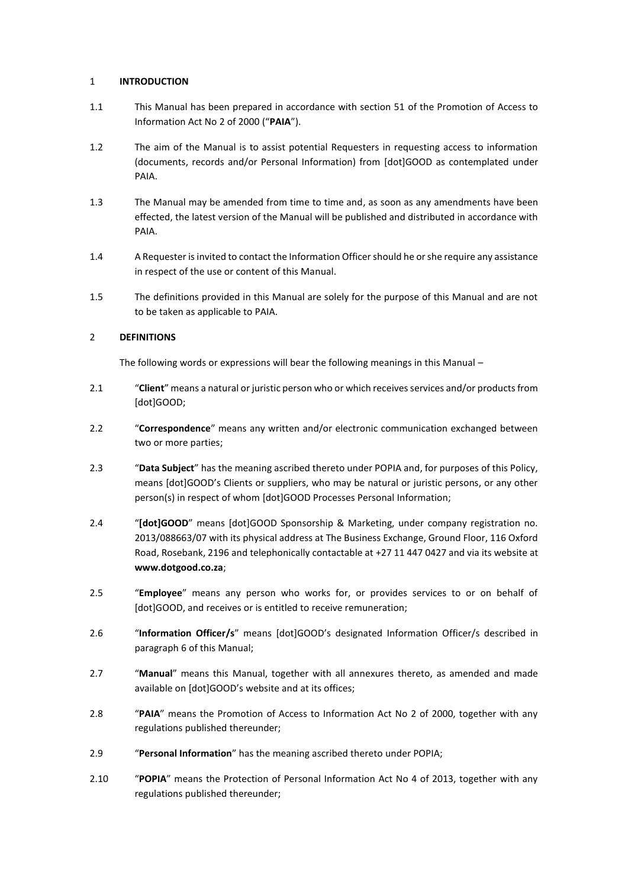## 1 INTRODUCTION

1.1 This Manual has been prepared in accordance with section 51 of the Promotion of Access to Information Act No 2 of 2000 ("**PAIA**").

1.2 The aim of the Manual is to assist potential Requesters in requesting access to information (documents, records and/or Personal Information) from [dot]GOOD as contemplated under PAIA.

1.3 The Manual may be amended from time to time and, as soon as any amendments have been effected, the latest version of the Manual will be published and distributed in accordance with PAIA.

1.4 A Requester is invited to contact the Information Officer should he or she require any assistance in respect of the use or content of this Manual.

1.5 The definitions provided in this Manual are solely for the purpose of this Manual and are not to be taken as applicable to PAIA.

## 2 DEFINITIONS

The following words or expressions will bear the following meanings in this Manual –

2.1 "**Client**" means a natural or juristic person who or which receives services and/or products from [dot]GOOD;

2.2 "**Correspondence**" means any written and/or electronic communication exchanged between two or more parties;

2.3 "**Data Subject**" has the meaning ascribed thereto under POPIA and, for purposes of this Policy, means [dot]GOOD's Clients or suppliers, who may be natural or juristic persons, or any other person(s) in respect of whom [dot]GOOD Processes Personal Information;

2.4 "**[dot]GOOD**" means [dot]GOOD Sponsorship & Marketing, under company registration no. 2013/088663/07 with its physical address at The Business Exchange, Ground Floor, 116 Oxford Road, Rosebank, 2196 and telephonically contactable at +27 11 447 0427 and via its website at **www.dotgood.co.za**;

2.5 "**Employee**" means any person who works for, or provides services to or on behalf of [dot]GOOD, and receives or is entitled to receive remuneration;

2.6 "**Information Officer/s**" means [dot]GOOD's designated Information Officer/s described in paragraph 6 of this Manual;

2.7 "**Manual**" means this Manual, together with all annexures thereto, as amended and made available on [dot]GOOD's website and at its offices;

2.8 "**PAIA**" means the Promotion of Access to Information Act No 2 of 2000, together with any regulations published thereunder;

2.9 "**Personal Information**" has the meaning ascribed thereto under POPIA;

2.10 "**POPIA**" means the Protection of Personal Information Act No 4 of 2013, together with any regulations published thereunder;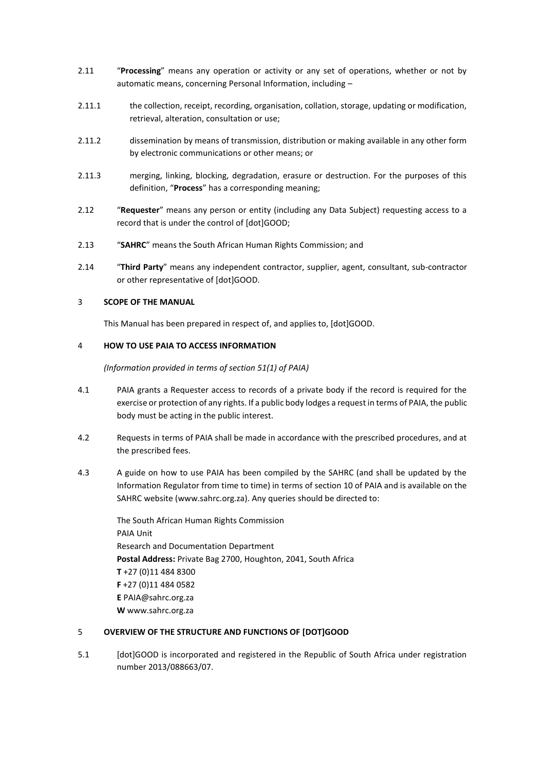2.11 "**Processing**" means any operation or activity or any set of operations, whether or not by automatic means, concerning Personal Information, including –

2.11.1 the collection, receipt, recording, organisation, collation, storage, updating or modification, retrieval, alteration, consultation or use;

2.11.2 dissemination by means of transmission, distribution or making available in any other form by electronic communications or other means; or

2.11.3 merging, linking, blocking, degradation, erasure or destruction. For the purposes of this definition, "**Process**" has a corresponding meaning;

2.12 "**Requester**" means any person or entity (including any Data Subject) requesting access to a record that is under the control of [dot]GOOD;

2.13 "**SAHRC**" means the South African Human Rights Commission; and

2.14 "**Third Party**" means any independent contractor, supplier, agent, consultant, sub-contractor or other representative of [dot]GOOD.

## 3 SCOPE OF THE MANUAL

This Manual has been prepared in respect of, and applies to, [dot]GOOD.

## 4 HOW TO USE PAIA TO ACCESS INFORMATION

*(Information provided in terms of section 51(1) of PAIA)*

4.1 PAIA grants a Requester access to records of a private body if the record is required for the exercise or protection of any rights. If a public body lodges a request in terms of PAIA, the public body must be acting in the public interest.

4.2 Requests in terms of PAIA shall be made in accordance with the prescribed procedures, and at the prescribed fees.

4.3 A guide on how to use PAIA has been compiled by the SAHRC (and shall be updated by the Information Regulator from time to time) in terms of section 10 of PAIA and is available on the SAHRC website (www.sahrc.org.za). Any queries should be directed to:

The South African Human Rights Commission
PAIA Unit
Research and Documentation Department
**Postal Address:** Private Bag 2700, Houghton, 2041, South Africa
**T** +27 (0)11 484 8300
**F** +27 (0)11 484 0582
**E** PAIA@sahrc.org.za
**W** www.sahrc.org.za

## 5 OVERVIEW OF THE STRUCTURE AND FUNCTIONS OF [DOT]GOOD

5.1 [dot]GOOD is incorporated and registered in the Republic of South Africa under registration number 2013/088663/07.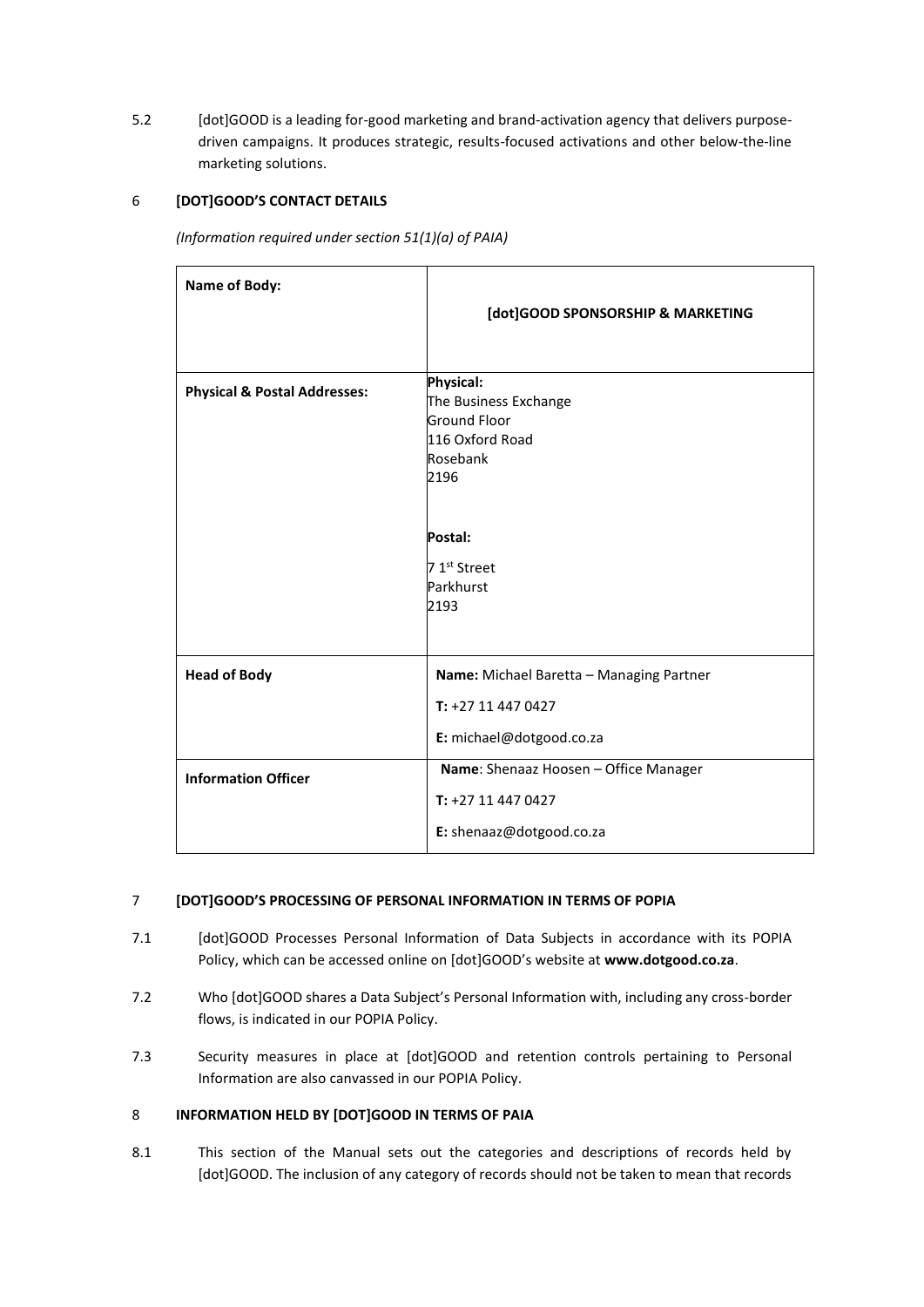5.2 [dot]GOOD is a leading for-good marketing and brand-activation agency that delivers purpose-driven campaigns. It produces strategic, results-focused activations and other below-the-line marketing solutions.

## 6 [DOT]GOOD'S CONTACT DETAILS

*(Information required under section 51(1)(a) of PAIA)*

| **Name of Body:** | **[dot]GOOD SPONSORSHIP & MARKETING** |
|---|---|
| **Physical & Postal Addresses:** | **Physical:**<br>The Business Exchange<br>Ground Floor<br>116 Oxford Road<br>Rosebank<br>2196<br><br>**Postal:**<br>7 1st Street<br>Parkhurst<br>2193 |
| **Head of Body** | **Name:** Michael Baretta – Managing Partner<br>**T:** +27 11 447 0427<br>**E:** michael@dotgood.co.za |
| **Information Officer** | **Name**: Shenaaz Hoosen – Office Manager<br>**T:** +27 11 447 0427<br>**E:** shenaaz@dotgood.co.za |

## 7 [DOT]GOOD'S PROCESSING OF PERSONAL INFORMATION IN TERMS OF POPIA

7.1 [dot]GOOD Processes Personal Information of Data Subjects in accordance with its POPIA Policy, which can be accessed online on [dot]GOOD's website at **www.dotgood.co.za**.

7.2 Who [dot]GOOD shares a Data Subject's Personal Information with, including any cross-border flows, is indicated in our POPIA Policy.

7.3 Security measures in place at [dot]GOOD and retention controls pertaining to Personal Information are also canvassed in our POPIA Policy.

## 8 INFORMATION HELD BY [DOT]GOOD IN TERMS OF PAIA

8.1 This section of the Manual sets out the categories and descriptions of records held by [dot]GOOD. The inclusion of any category of records should not be taken to mean that records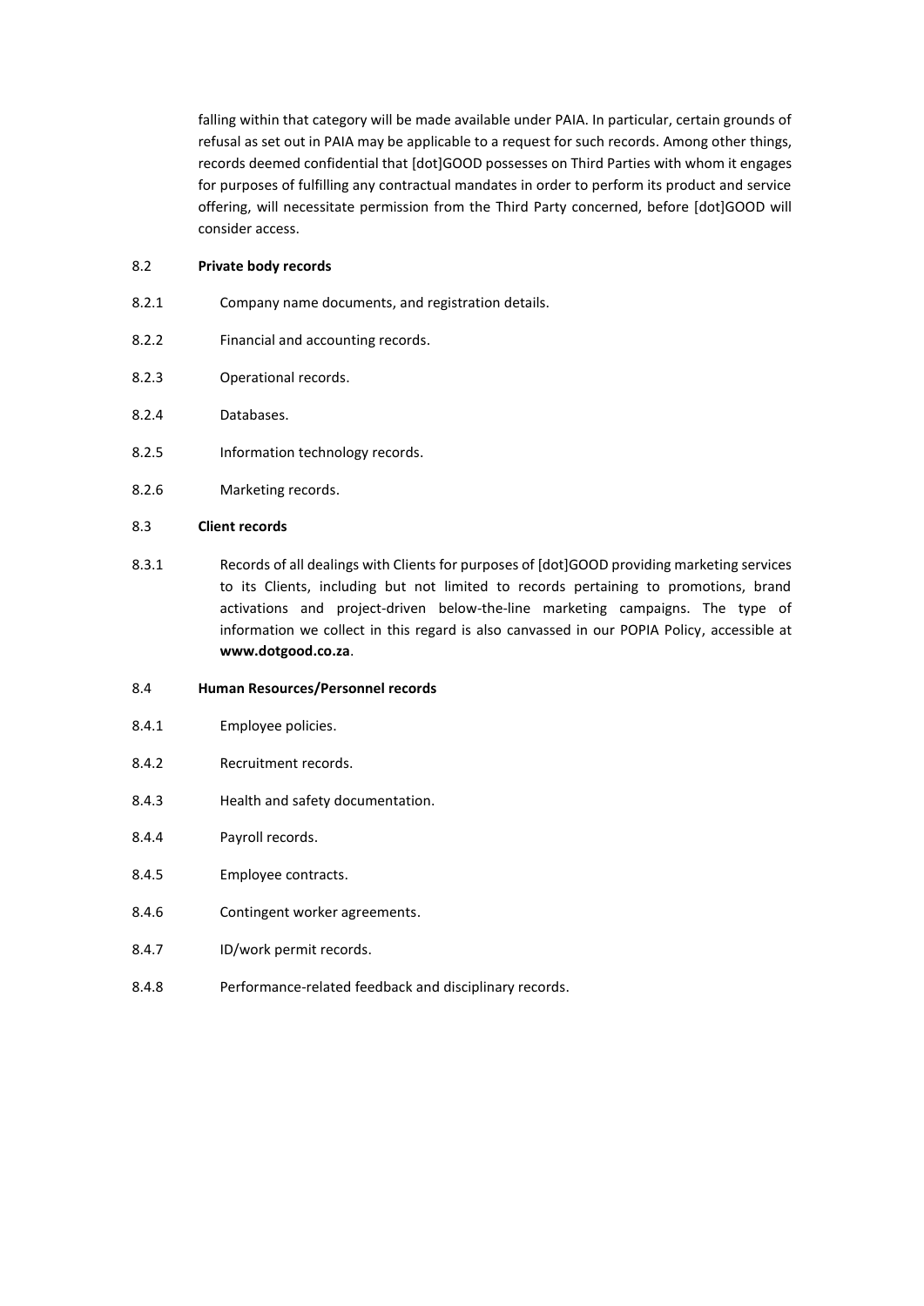falling within that category will be made available under PAIA. In particular, certain grounds of refusal as set out in PAIA may be applicable to a request for such records. Among other things, records deemed confidential that [dot]GOOD possesses on Third Parties with whom it engages for purposes of fulfilling any contractual mandates in order to perform its product and service offering, will necessitate permission from the Third Party concerned, before [dot]GOOD will consider access.

8.2 **Private body records**

8.2.1 Company name documents, and registration details.

8.2.2 Financial and accounting records.

8.2.3 Operational records.

8.2.4 Databases.

8.2.5 Information technology records.

8.2.6 Marketing records.

8.3 **Client records**

8.3.1 Records of all dealings with Clients for purposes of [dot]GOOD providing marketing services to its Clients, including but not limited to records pertaining to promotions, brand activations and project-driven below-the-line marketing campaigns. The type of information we collect in this regard is also canvassed in our POPIA Policy, accessible at **www.dotgood.co.za**.

8.4 **Human Resources/Personnel records**

8.4.1 Employee policies.

8.4.2 Recruitment records.

8.4.3 Health and safety documentation.

8.4.4 Payroll records.

8.4.5 Employee contracts.

8.4.6 Contingent worker agreements.

8.4.7 ID/work permit records.

8.4.8 Performance-related feedback and disciplinary records.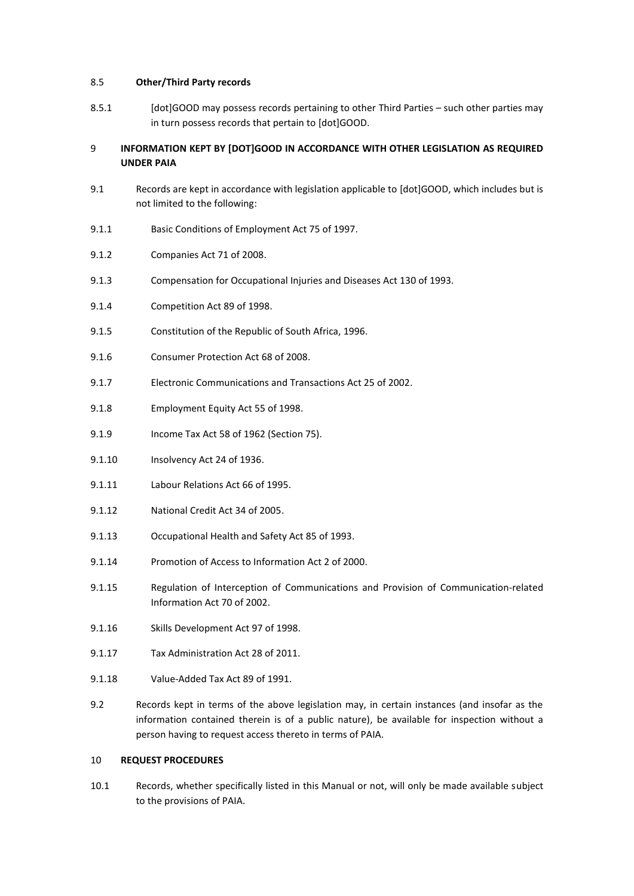8.5 **Other/Third Party records**

8.5.1 [dot]GOOD may possess records pertaining to other Third Parties – such other parties may in turn possess records that pertain to [dot]GOOD.

## 9 INFORMATION KEPT BY [DOT]GOOD IN ACCORDANCE WITH OTHER LEGISLATION AS REQUIRED UNDER PAIA

9.1 Records are kept in accordance with legislation applicable to [dot]GOOD, which includes but is not limited to the following:

9.1.1 Basic Conditions of Employment Act 75 of 1997.

9.1.2 Companies Act 71 of 2008.

9.1.3 Compensation for Occupational Injuries and Diseases Act 130 of 1993.

9.1.4 Competition Act 89 of 1998.

9.1.5 Constitution of the Republic of South Africa, 1996.

9.1.6 Consumer Protection Act 68 of 2008.

9.1.7 Electronic Communications and Transactions Act 25 of 2002.

9.1.8 Employment Equity Act 55 of 1998.

9.1.9 Income Tax Act 58 of 1962 (Section 75).

9.1.10 Insolvency Act 24 of 1936.

9.1.11 Labour Relations Act 66 of 1995.

9.1.12 National Credit Act 34 of 2005.

9.1.13 Occupational Health and Safety Act 85 of 1993.

9.1.14 Promotion of Access to Information Act 2 of 2000.

9.1.15 Regulation of Interception of Communications and Provision of Communication-related Information Act 70 of 2002.

9.1.16 Skills Development Act 97 of 1998.

9.1.17 Tax Administration Act 28 of 2011.

9.1.18 Value-Added Tax Act 89 of 1991.

9.2 Records kept in terms of the above legislation may, in certain instances (and insofar as the information contained therein is of a public nature), be available for inspection without a person having to request access thereto in terms of PAIA.

## 10 REQUEST PROCEDURES

10.1 Records, whether specifically listed in this Manual or not, will only be made available subject to the provisions of PAIA.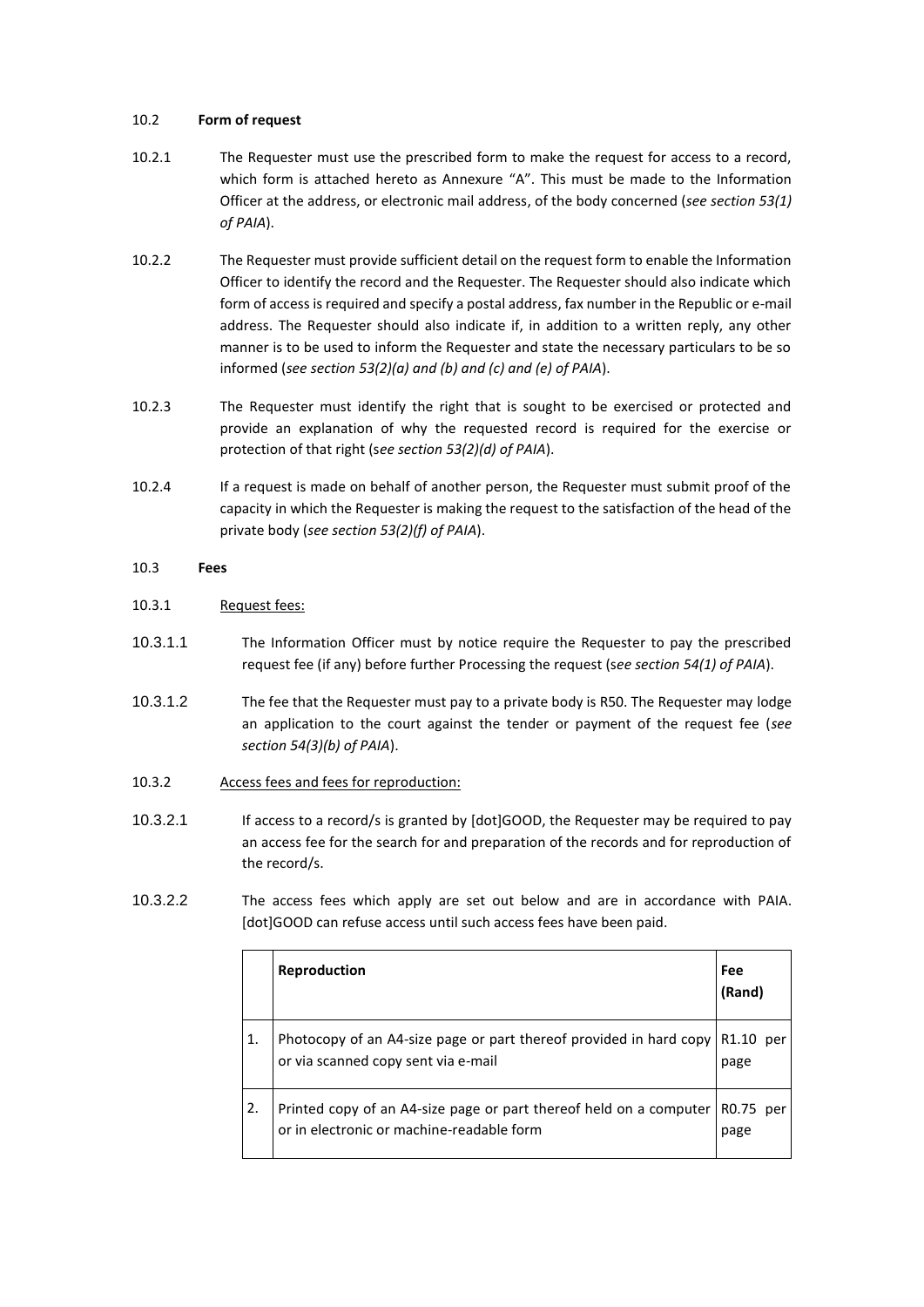10.2 **Form of request**

10.2.1 The Requester must use the prescribed form to make the request for access to a record, which form is attached hereto as Annexure "A". This must be made to the Information Officer at the address, or electronic mail address, of the body concerned (*see section 53(1) of PAIA*).

10.2.2 The Requester must provide sufficient detail on the request form to enable the Information Officer to identify the record and the Requester. The Requester should also indicate which form of access is required and specify a postal address, fax number in the Republic or e-mail address. The Requester should also indicate if, in addition to a written reply, any other manner is to be used to inform the Requester and state the necessary particulars to be so informed (*see section 53(2)(a) and (b) and (c) and (e) of PAIA*).

10.2.3 The Requester must identify the right that is sought to be exercised or protected and provide an explanation of why the requested record is required for the exercise or protection of that right (*see section 53(2)(d) of PAIA*).

10.2.4 If a request is made on behalf of another person, the Requester must submit proof of the capacity in which the Requester is making the request to the satisfaction of the head of the private body (*see section 53(2)(f) of PAIA*).

10.3 **Fees**

10.3.1 Request fees:

10.3.1.1 The Information Officer must by notice require the Requester to pay the prescribed request fee (if any) before further Processing the request (*see section 54(1) of PAIA*).

10.3.1.2 The fee that the Requester must pay to a private body is R50. The Requester may lodge an application to the court against the tender or payment of the request fee (*see section 54(3)(b) of PAIA*).

10.3.2 Access fees and fees for reproduction:

10.3.2.1 If access to a record/s is granted by [dot]GOOD, the Requester may be required to pay an access fee for the search for and preparation of the records and for reproduction of the record/s.

10.3.2.2 The access fees which apply are set out below and are in accordance with PAIA. [dot]GOOD can refuse access until such access fees have been paid.

| | **Reproduction** | **Fee (Rand)** |
|---|---|---|
| 1. | Photocopy of an A4-size page or part thereof provided in hard copy or via scanned copy sent via e-mail | R1.10 per page |
| 2. | Printed copy of an A4-size page or part thereof held on a computer or in electronic or machine-readable form | R0.75 per page |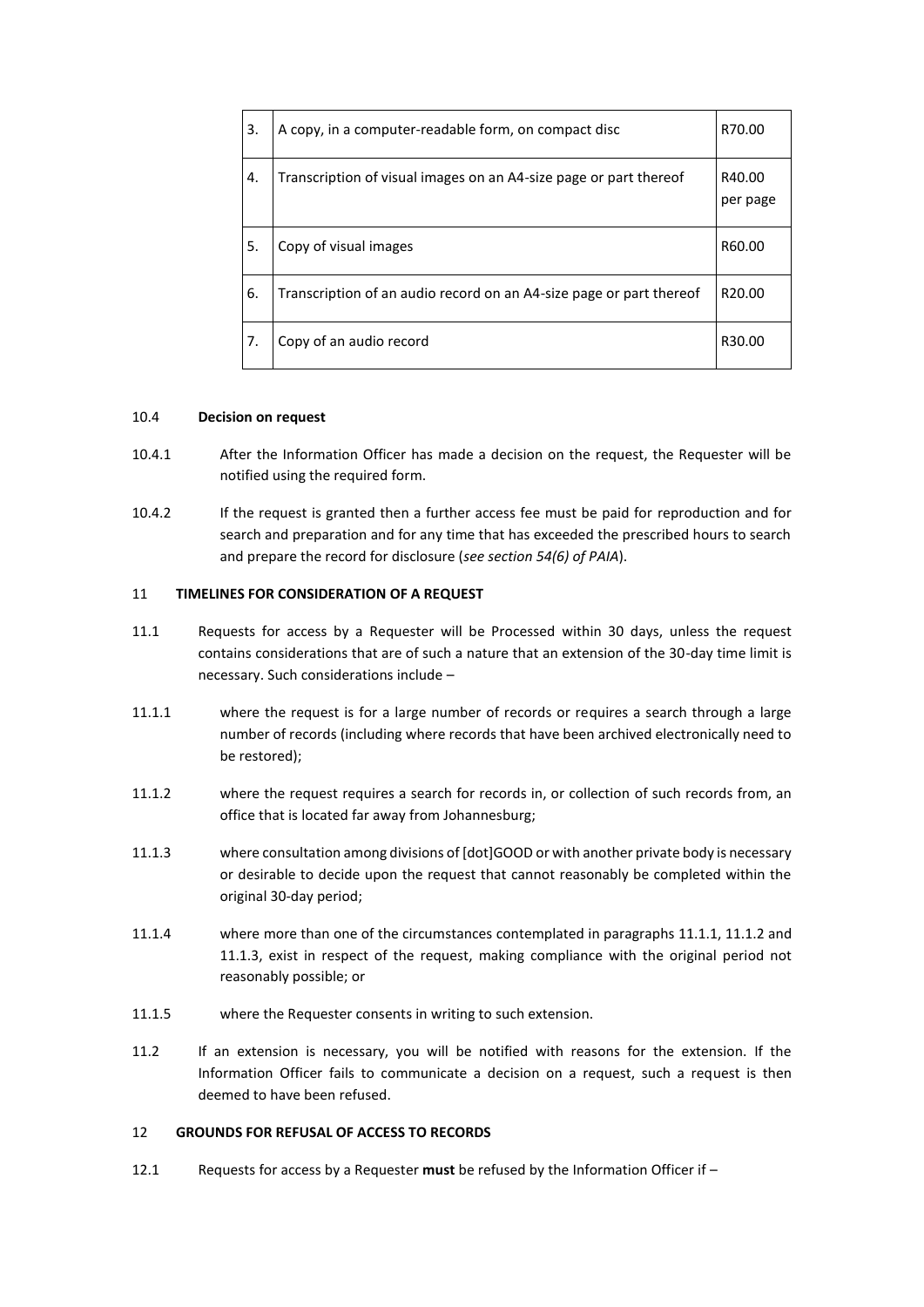| 3. | A copy, in a computer-readable form, on compact disc | R70.00 |
|---|---|---|
| 4. | Transcription of visual images on an A4-size page or part thereof | R40.00 per page |
| 5. | Copy of visual images | R60.00 |
| 6. | Transcription of an audio record on an A4-size page or part thereof | R20.00 |
| 7. | Copy of an audio record | R30.00 |

10.4 **Decision on request**

10.4.1 After the Information Officer has made a decision on the request, the Requester will be notified using the required form.

10.4.2 If the request is granted then a further access fee must be paid for reproduction and for search and preparation and for any time that has exceeded the prescribed hours to search and prepare the record for disclosure (*see section 54(6) of PAIA*).

## 11 TIMELINES FOR CONSIDERATION OF A REQUEST

11.1 Requests for access by a Requester will be Processed within 30 days, unless the request contains considerations that are of such a nature that an extension of the 30-day time limit is necessary. Such considerations include –

11.1.1 where the request is for a large number of records or requires a search through a large number of records (including where records that have been archived electronically need to be restored);

11.1.2 where the request requires a search for records in, or collection of such records from, an office that is located far away from Johannesburg;

11.1.3 where consultation among divisions of [dot]GOOD or with another private body is necessary or desirable to decide upon the request that cannot reasonably be completed within the original 30-day period;

11.1.4 where more than one of the circumstances contemplated in paragraphs 11.1.1, 11.1.2 and 11.1.3, exist in respect of the request, making compliance with the original period not reasonably possible; or

11.1.5 where the Requester consents in writing to such extension.

11.2 If an extension is necessary, you will be notified with reasons for the extension. If the Information Officer fails to communicate a decision on a request, such a request is then deemed to have been refused.

## 12 GROUNDS FOR REFUSAL OF ACCESS TO RECORDS

12.1 Requests for access by a Requester **must** be refused by the Information Officer if –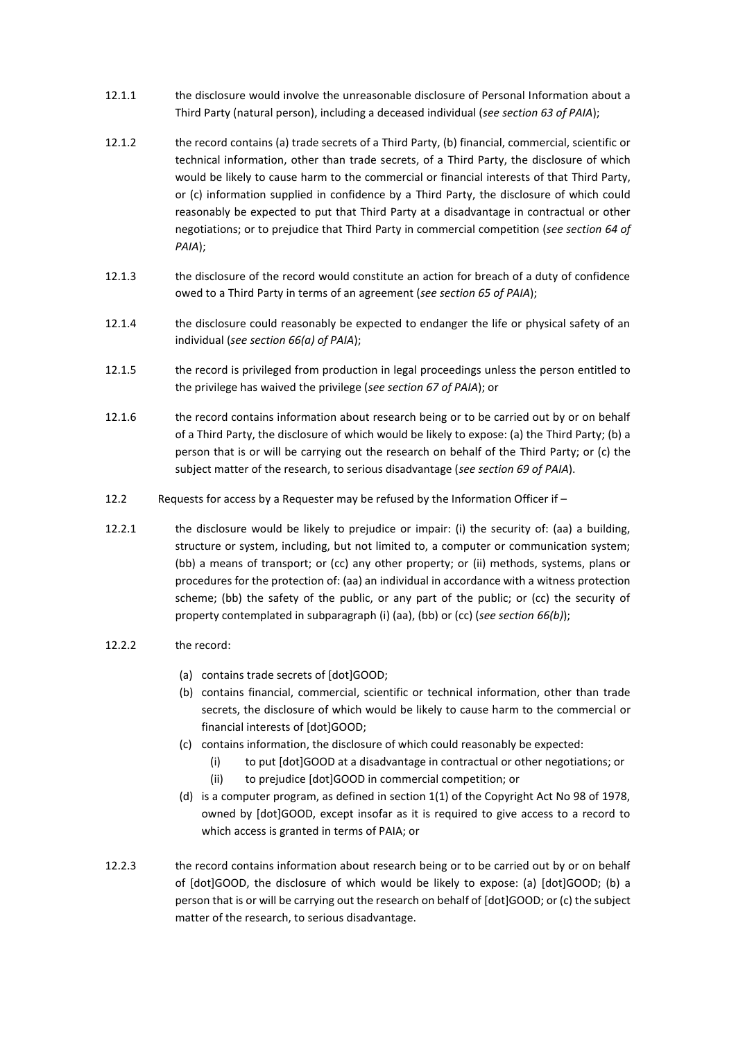12.1.1 the disclosure would involve the unreasonable disclosure of Personal Information about a Third Party (natural person), including a deceased individual (*see section 63 of PAIA*);

12.1.2 the record contains (a) trade secrets of a Third Party, (b) financial, commercial, scientific or technical information, other than trade secrets, of a Third Party, the disclosure of which would be likely to cause harm to the commercial or financial interests of that Third Party, or (c) information supplied in confidence by a Third Party, the disclosure of which could reasonably be expected to put that Third Party at a disadvantage in contractual or other negotiations; or to prejudice that Third Party in commercial competition (*see section 64 of PAIA*);

12.1.3 the disclosure of the record would constitute an action for breach of a duty of confidence owed to a Third Party in terms of an agreement (*see section 65 of PAIA*);

12.1.4 the disclosure could reasonably be expected to endanger the life or physical safety of an individual (*see section 66(a) of PAIA*);

12.1.5 the record is privileged from production in legal proceedings unless the person entitled to the privilege has waived the privilege (*see section 67 of PAIA*); or

12.1.6 the record contains information about research being or to be carried out by or on behalf of a Third Party, the disclosure of which would be likely to expose: (a) the Third Party; (b) a person that is or will be carrying out the research on behalf of the Third Party; or (c) the subject matter of the research, to serious disadvantage (*see section 69 of PAIA*).

12.2 Requests for access by a Requester may be refused by the Information Officer if –

12.2.1 the disclosure would be likely to prejudice or impair: (i) the security of: (aa) a building, structure or system, including, but not limited to, a computer or communication system; (bb) a means of transport; or (cc) any other property; or (ii) methods, systems, plans or procedures for the protection of: (aa) an individual in accordance with a witness protection scheme; (bb) the safety of the public, or any part of the public; or (cc) the security of property contemplated in subparagraph (i) (aa), (bb) or (cc) (*see section 66(b)*);

12.2.2 the record:

- (a) contains trade secrets of [dot]GOOD;
- (b) contains financial, commercial, scientific or technical information, other than trade secrets, the disclosure of which would be likely to cause harm to the commercial or financial interests of [dot]GOOD;
- (c) contains information, the disclosure of which could reasonably be expected:
  - (i) to put [dot]GOOD at a disadvantage in contractual or other negotiations; or
  - (ii) to prejudice [dot]GOOD in commercial competition; or
- (d) is a computer program, as defined in section 1(1) of the Copyright Act No 98 of 1978, owned by [dot]GOOD, except insofar as it is required to give access to a record to which access is granted in terms of PAIA; or

12.2.3 the record contains information about research being or to be carried out by or on behalf of [dot]GOOD, the disclosure of which would be likely to expose: (a) [dot]GOOD; (b) a person that is or will be carrying out the research on behalf of [dot]GOOD; or (c) the subject matter of the research, to serious disadvantage.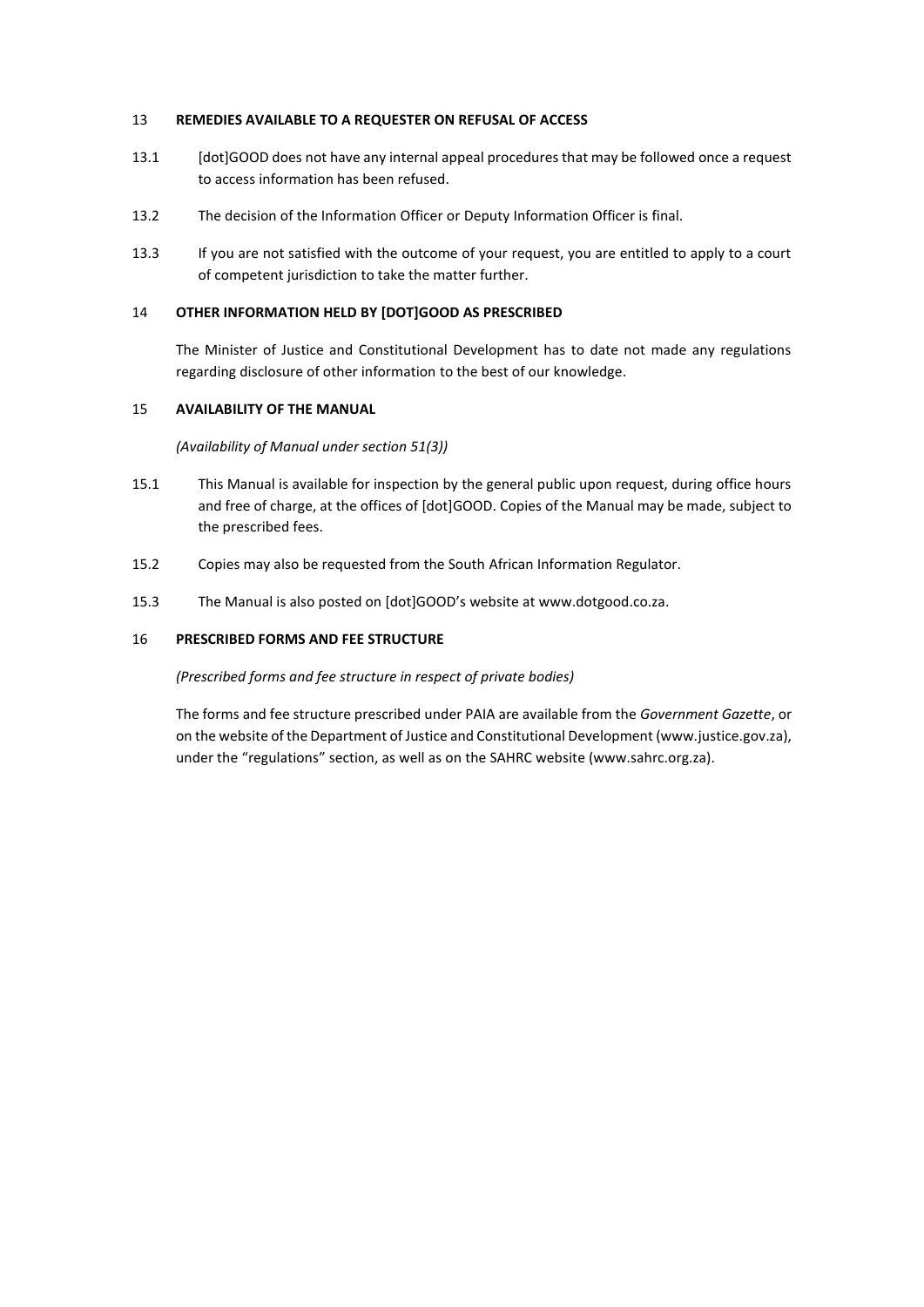## 13 REMEDIES AVAILABLE TO A REQUESTER ON REFUSAL OF ACCESS

13.1 [dot]GOOD does not have any internal appeal procedures that may be followed once a request to access information has been refused.

13.2 The decision of the Information Officer or Deputy Information Officer is final.

13.3 If you are not satisfied with the outcome of your request, you are entitled to apply to a court of competent jurisdiction to take the matter further.

## 14 OTHER INFORMATION HELD BY [DOT]GOOD AS PRESCRIBED

The Minister of Justice and Constitutional Development has to date not made any regulations regarding disclosure of other information to the best of our knowledge.

## 15 AVAILABILITY OF THE MANUAL

*(Availability of Manual under section 51(3))*

15.1 This Manual is available for inspection by the general public upon request, during office hours and free of charge, at the offices of [dot]GOOD. Copies of the Manual may be made, subject to the prescribed fees.

15.2 Copies may also be requested from the South African Information Regulator.

15.3 The Manual is also posted on [dot]GOOD's website at www.dotgood.co.za.

## 16 PRESCRIBED FORMS AND FEE STRUCTURE

*(Prescribed forms and fee structure in respect of private bodies)*

The forms and fee structure prescribed under PAIA are available from the *Government Gazette*, or on the website of the Department of Justice and Constitutional Development (www.justice.gov.za), under the "regulations" section, as well as on the SAHRC website (www.sahrc.org.za).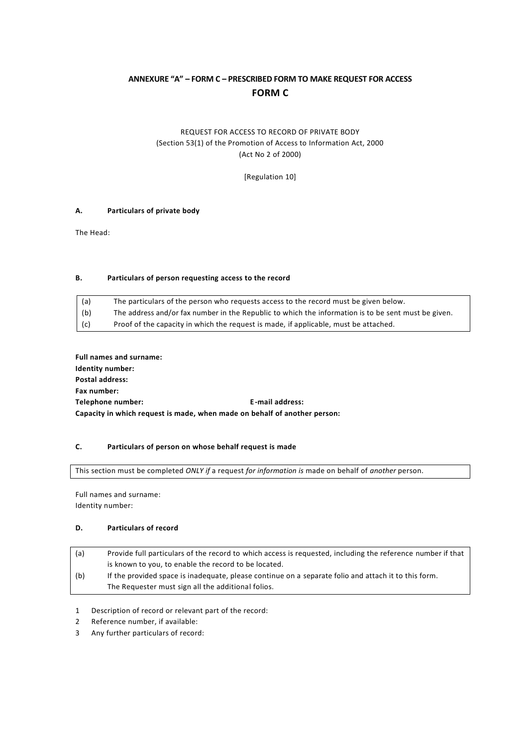## ANNEXURE "A" – FORM C – PRESCRIBED FORM TO MAKE REQUEST FOR ACCESS

## FORM C

REQUEST FOR ACCESS TO RECORD OF PRIVATE BODY
(Section 53(1) of the Promotion of Access to Information Act, 2000
(Act No 2 of 2000)

[Regulation 10]

### A. Particulars of private body

The Head:

### B. Particulars of person requesting access to the record

| | |
|---|---|
| (a) | The particulars of the person who requests access to the record must be given below. |
| (b) | The address and/or fax number in the Republic to which the information is to be sent must be given. |
| (c) | Proof of the capacity in which the request is made, if applicable, must be attached. |

**Full names and surname:**
**Identity number:**
**Postal address:**
**Fax number:**
**Telephone number:** **E-mail address:**
**Capacity in which request is made, when made on behalf of another person:**

### C. Particulars of person on whose behalf request is made

This section must be completed *ONLY if* a request *for information is* made on behalf of *another* person.

Full names and surname:
Identity number:

### D. Particulars of record

| | |
|---|---|
| (a) | Provide full particulars of the record to which access is requested, including the reference number if that is known to you, to enable the record to be located. |
| (b) | If the provided space is inadequate, please continue on a separate folio and attach it to this form. The Requester must sign all the additional folios. |

1. Description of record or relevant part of the record:
2. Reference number, if available:
3. Any further particulars of record: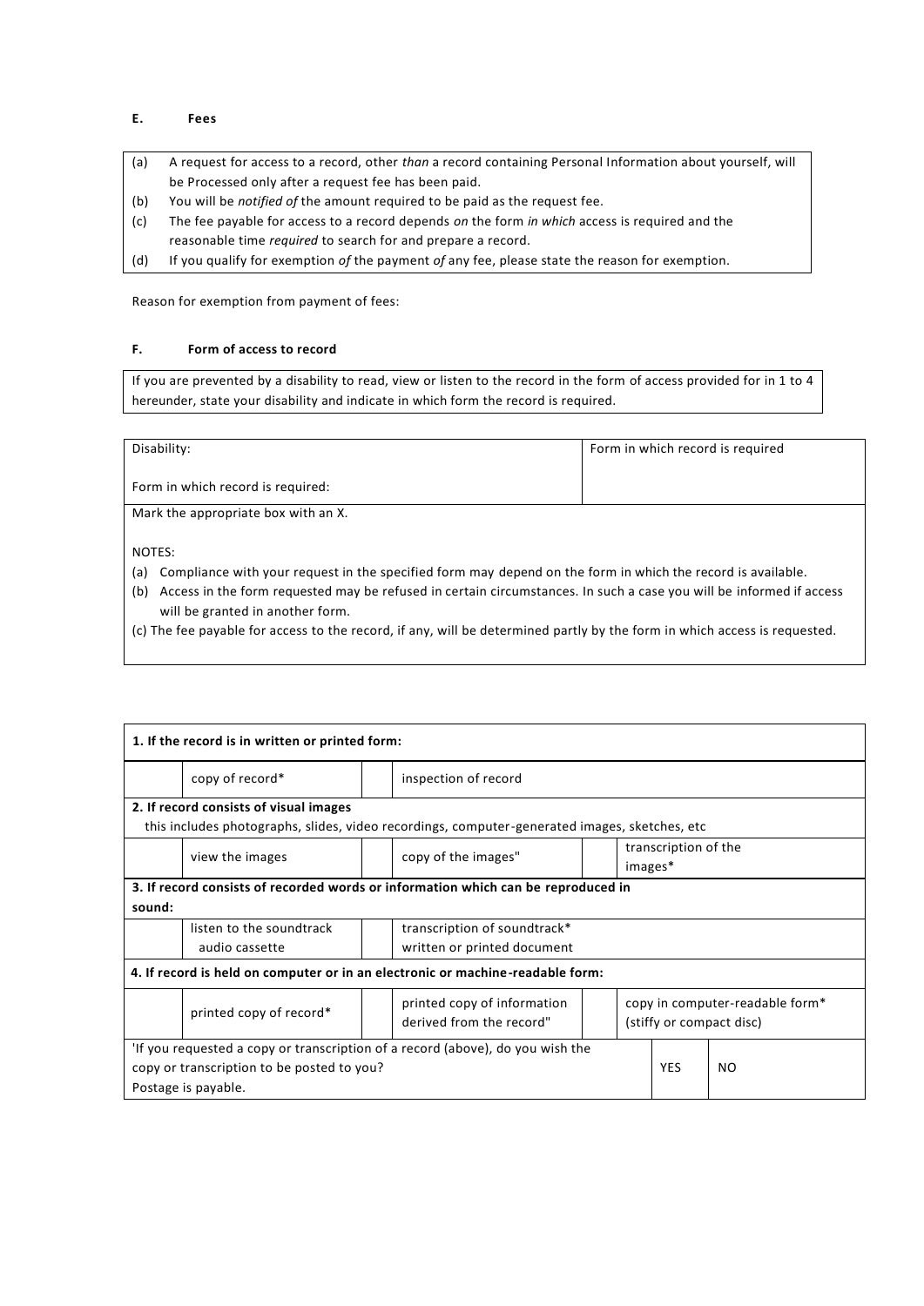**E. Fees**

(a) A request for access to a record, other *than* a record containing Personal Information about yourself, will be Processed only after a request fee has been paid.
(b) You will be *notified of* the amount required to be paid as the request fee.
(c) The fee payable for access to a record depends *on* the form *in which* access is required and the reasonable time *required* to search for and prepare a record.
(d) If you qualify for exemption *of* the payment *of* any fee, please state the reason for exemption.

Reason for exemption from payment of fees:

**F. Form of access to record**

If you are prevented by a disability to read, view or listen to the record in the form of access provided for in 1 to 4 hereunder, state your disability and indicate in which form the record is required.

| Disability:<br><br>Form in which record is required: | Form in which record is required |
|---|---|

Mark the appropriate box with an X.

NOTES:

(a) Compliance with your request in the specified form may depend on the form in which the record is available.
(b) Access in the form requested may be refused in certain circumstances. In such a case you will be informed if access will be granted in another form.
(c) The fee payable for access to the record, if any, will be determined partly by the form in which access is requested.

| **1. If the record is in written or printed form:** | | | | | |
|---|---|---|---|---|---|
| | copy of record* | | inspection of record | | |
| **2. If record consists of visual images**<br>this includes photographs, slides, video recordings, computer-generated images, sketches, etc | | | | | |
| | view the images | | copy of the images" | | transcription of the images* |
| **3. If record consists of recorded words or information which can be reproduced in sound:** | | | | | |
| | listen to the soundtrack audio cassette | | transcription of soundtrack* written or printed document | | |
| **4. If record is held on computer or in an electronic or machine-readable form:** | | | | | |
| | printed copy of record* | | printed copy of information derived from the record" | | copy in computer-readable form* (stiffy or compact disc) |

| 'If you requested a copy or transcription of a record (above), do you wish the copy or transcription to be posted to you?<br>Postage is payable. | YES | NO |
|---|---|---|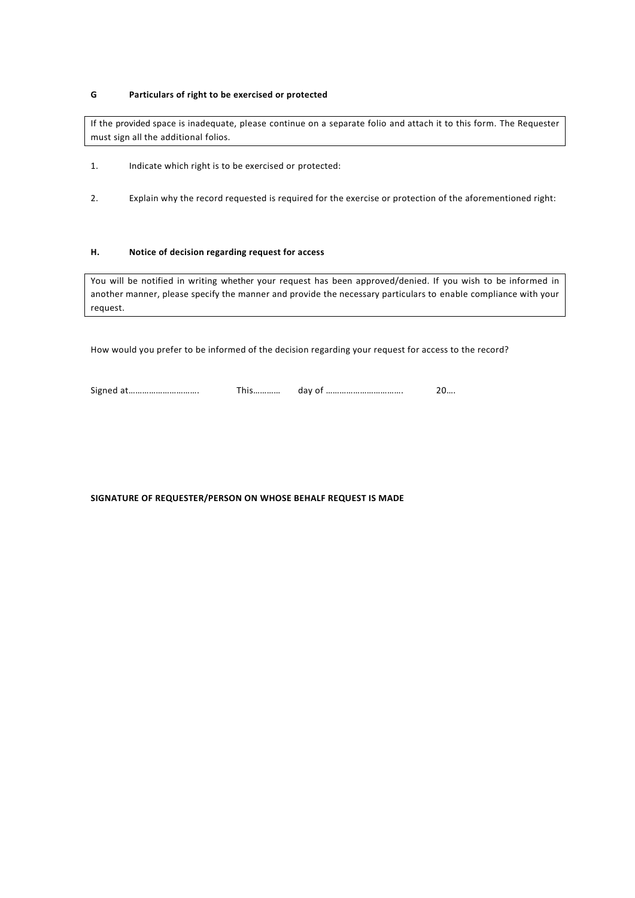**G Particulars of right to be exercised or protected**

If the provided space is inadequate, please continue on a separate folio and attach it to this form. The Requester must sign all the additional folios.

1. Indicate which right is to be exercised or protected:

2. Explain why the record requested is required for the exercise or protection of the aforementioned right:

**H. Notice of decision regarding request for access**

You will be notified in writing whether your request has been approved/denied. If you wish to be informed in another manner, please specify the manner and provide the necessary particulars to enable compliance with your request.

How would you prefer to be informed of the decision regarding your request for access to the record?

Signed at…………………………. This………… day of ……………………………. 20….

**SIGNATURE OF REQUESTER/PERSON ON WHOSE BEHALF REQUEST IS MADE**